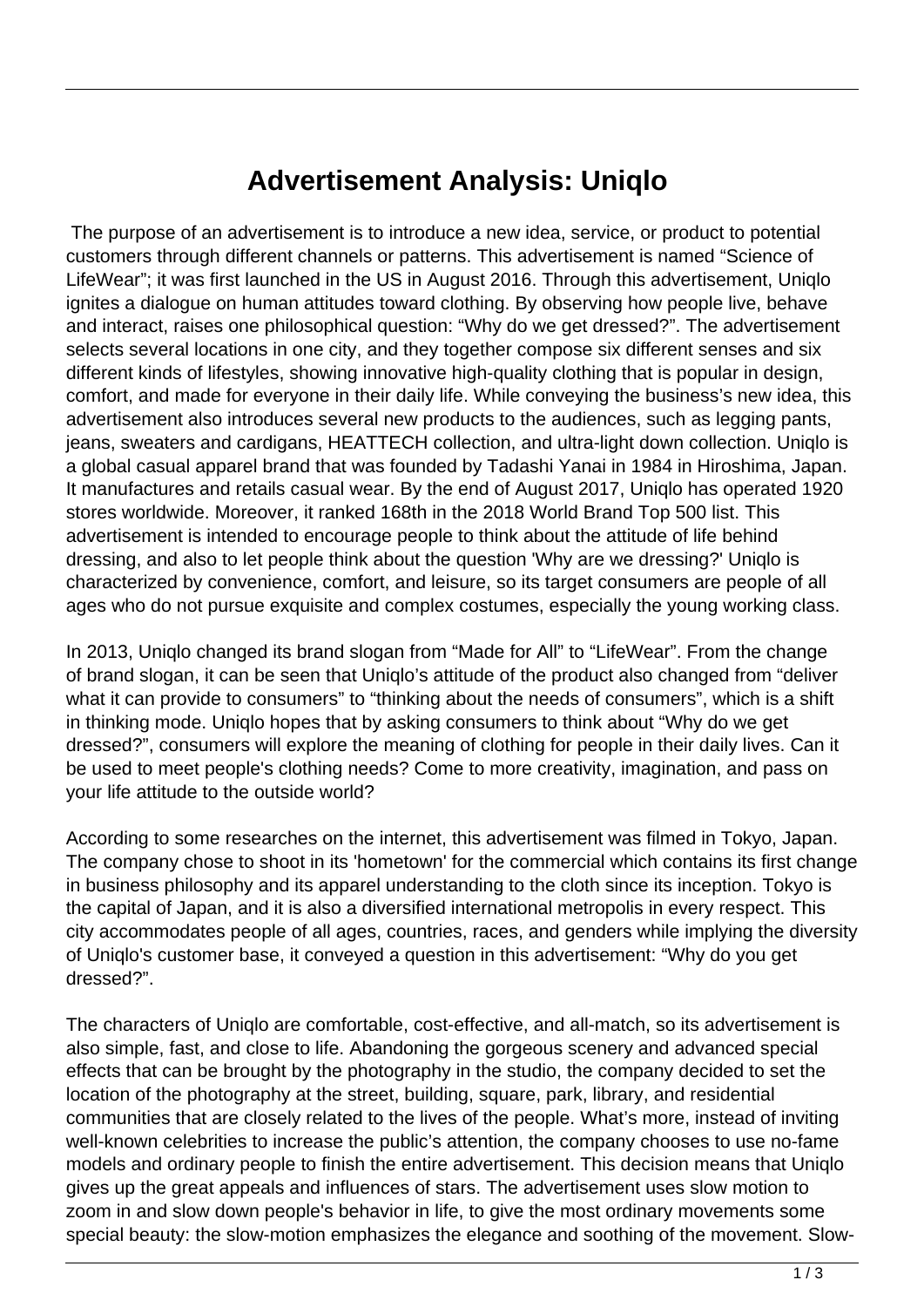# Advertisement Analysis: Uniqlo

The purpose of an advertisement is to introduce a new idea, service, or product to potential customers through different channels or patterns. This advertisement is named "Science of LifeWear"; it was first launched in the US in August 2016. Through this advertisement, Uniqlo ignites a dialogue on human attitudes toward clothing. By observing how people live, behave and interact, raises one philosophical question: "Why do we get dressed?". The advertisement selects several locations in one city, and they together compose six different senses and six different kinds of lifestyles, showing innovative high-quality clothing that is popular in design, comfort, and made for everyone in their daily life. While conveying the business's new idea, this advertisement also introduces several new products to the audiences, such as legging pants, jeans, sweaters and cardigans, HEATTECH collection, and ultra-light down collection. Uniqlo is a global casual apparel brand that was founded by Tadashi Yanai in 1984 in Hiroshima, Japan. It manufactures and retails casual wear. By the end of August 2017, Uniqlo has operated 1920 stores worldwide. Moreover, it ranked 168th in the 2018 World Brand Top 500 list. This advertisement is intended to encourage people to think about the attitude of life behind dressing, and also to let people think about the question 'Why are we dressing?' Uniqlo is characterized by convenience, comfort, and leisure, so its target consumers are people of all ages who do not pursue exquisite and complex costumes, especially the young working class.

In 2013, Uniqlo changed its brand slogan from "Made for All" to "LifeWear". From the change of brand slogan, it can be seen that Uniqlo's attitude of the product also changed from "deliver what it can provide to consumers" to "thinking about the needs of consumers", which is a shift in thinking mode. Uniqlo hopes that by asking consumers to think about "Why do we get dressed?", consumers will explore the meaning of clothing for people in their daily lives. Can it be used to meet people's clothing needs? Come to more creativity, imagination, and pass on your life attitude to the outside world?

According to some researches on the internet, this advertisement was filmed in Tokyo, Japan. The company chose to shoot in its 'hometown' for the commercial which contains its first change in business philosophy and its apparel understanding to the cloth since its inception. Tokyo is the capital of Japan, and it is also a diversified international metropolis in every respect. This city accommodates people of all ages, countries, races, and genders while implying the diversity of Uniqlo's customer base, it conveyed a question in this advertisement: "Why do you get dressed?".

The characters of Uniqlo are comfortable, cost-effective, and all-match, so its advertisement is also simple, fast, and close to life. Abandoning the gorgeous scenery and advanced special effects that can be brought by the photography in the studio, the company decided to set the location of the photography at the street, building, square, park, library, and residential communities that are closely related to the lives of the people. What's more, instead of inviting well-known celebrities to increase the public's attention, the company chooses to use no-fame models and ordinary people to finish the entire advertisement. This decision means that Uniqlo gives up the great appeals and influences of stars. The advertisement uses slow motion to zoom in and slow down people's behavior in life, to give the most ordinary movements some special beauty: the slow-motion emphasizes the elegance and soothing of the movement. Slow-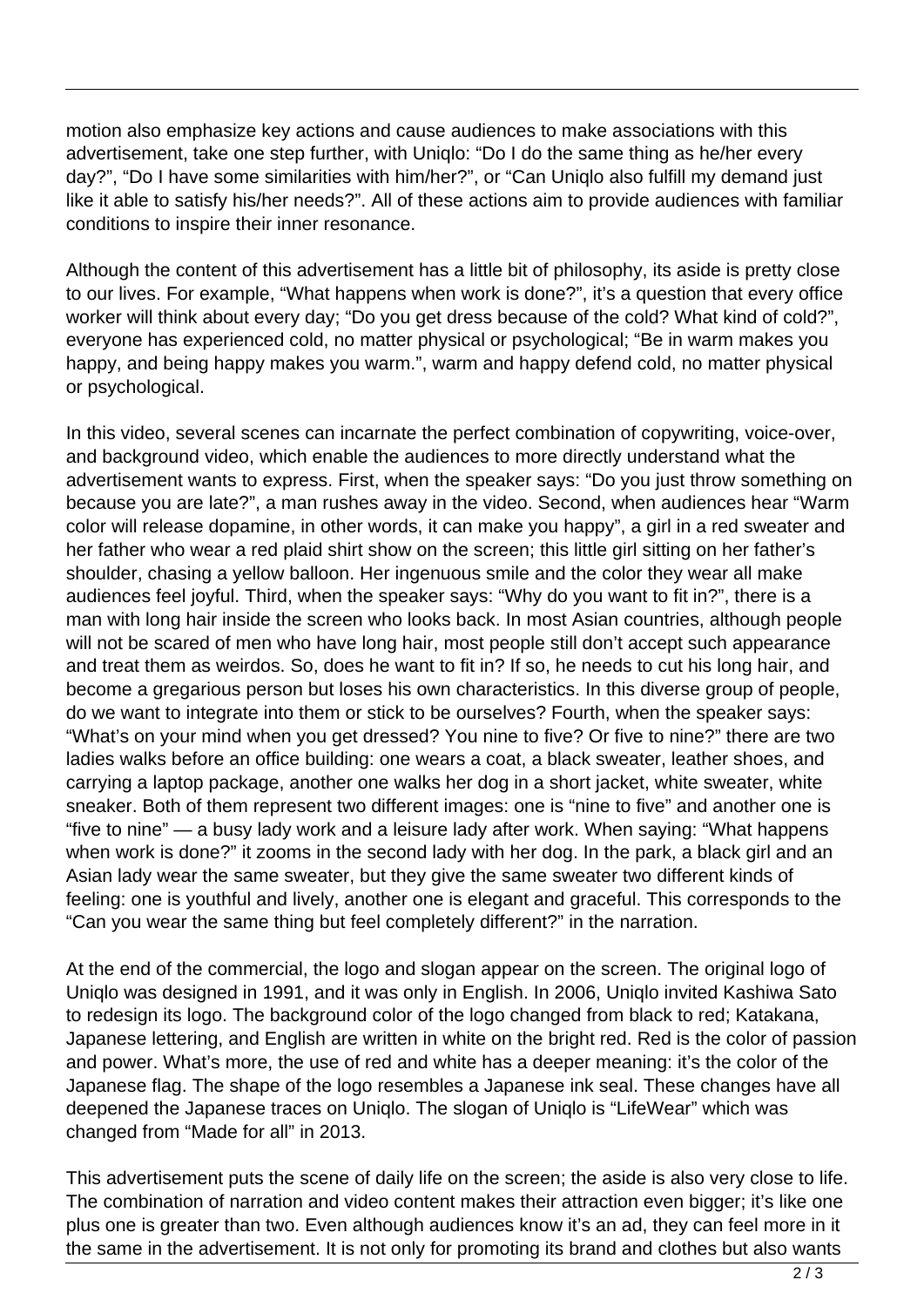motion also emphasize key actions and cause audiences to make associations with this advertisement, take one step further, with Uniqlo: "Do I do the same thing as he/her every day?", "Do I have some similarities with him/her?", or "Can Uniqlo also fulfill my demand just like it able to satisfy his/her needs?". All of these actions aim to provide audiences with familiar conditions to inspire their inner resonance.

Although the content of this advertisement has a little bit of philosophy, its aside is pretty close to our lives. For example, "What happens when work is done?", it's a question that every office worker will think about every day; "Do you get dress because of the cold? What kind of cold?", everyone has experienced cold, no matter physical or psychological; "Be in warm makes you happy, and being happy makes you warm.", warm and happy defend cold, no matter physical or psychological.

In this video, several scenes can incarnate the perfect combination of copywriting, voice-over, and background video, which enable the audiences to more directly understand what the advertisement wants to express. First, when the speaker says: "Do you just throw something on because you are late?", a man rushes away in the video. Second, when audiences hear "Warm color will release dopamine, in other words, it can make you happy", a girl in a red sweater and her father who wear a red plaid shirt show on the screen; this little girl sitting on her father's shoulder, chasing a yellow balloon. Her ingenuous smile and the color they wear all make audiences feel joyful. Third, when the speaker says: "Why do you want to fit in?", there is a man with long hair inside the screen who looks back. In most Asian countries, although people will not be scared of men who have long hair, most people still don't accept such appearance and treat them as weirdos. So, does he want to fit in? If so, he needs to cut his long hair, and become a gregarious person but loses his own characteristics. In this diverse group of people, do we want to integrate into them or stick to be ourselves? Fourth, when the speaker says: "What's on your mind when you get dressed? You nine to five? Or five to nine?" there are two ladies walks before an office building: one wears a coat, a black sweater, leather shoes, and carrying a laptop package, another one walks her dog in a short jacket, white sweater, white sneaker. Both of them represent two different images: one is "nine to five" and another one is "five to nine" — a busy lady work and a leisure lady after work. When saying: "What happens when work is done?" it zooms in the second lady with her dog. In the park, a black girl and an Asian lady wear the same sweater, but they give the same sweater two different kinds of feeling: one is youthful and lively, another one is elegant and graceful. This corresponds to the "Can you wear the same thing but feel completely different?" in the narration.

At the end of the commercial, the logo and slogan appear on the screen. The original logo of Uniqlo was designed in 1991, and it was only in English. In 2006, Uniqlo invited Kashiwa Sato to redesign its logo. The background color of the logo changed from black to red; Katakana, Japanese lettering, and English are written in white on the bright red. Red is the color of passion and power. What's more, the use of red and white has a deeper meaning: it's the color of the Japanese flag. The shape of the logo resembles a Japanese ink seal. These changes have all deepened the Japanese traces on Uniqlo. The slogan of Uniqlo is "LifeWear" which was changed from "Made for all" in 2013.

This advertisement puts the scene of daily life on the screen; the aside is also very close to life. The combination of narration and video content makes their attraction even bigger; it's like one plus one is greater than two. Even although audiences know it's an ad, they can feel more in it the same in the advertisement. It is not only for promoting its brand and clothes but also wants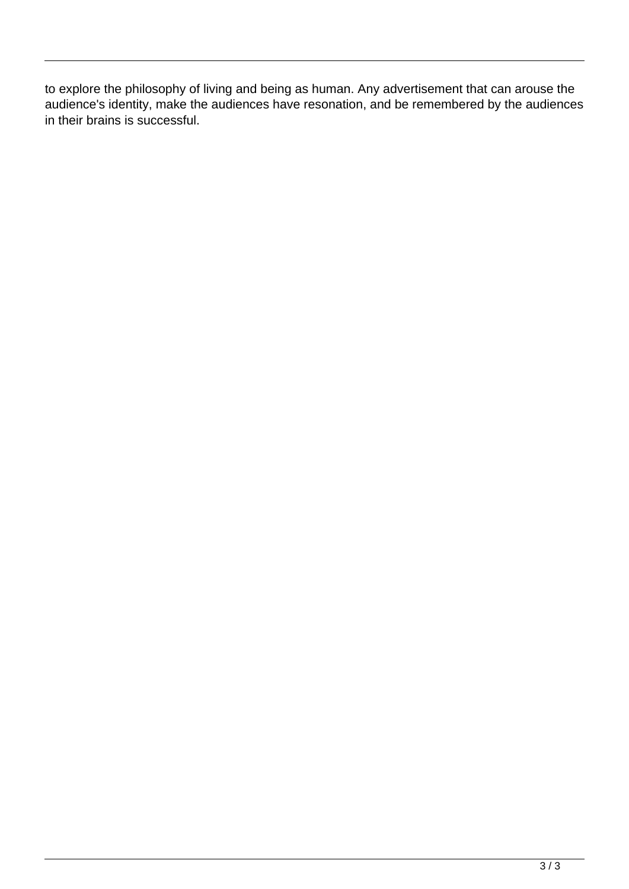to explore the philosophy of living and being as human. Any advertisement that can arouse the audience's identity, make the audiences have resonation, and be remembered by the audiences in their brains is successful.